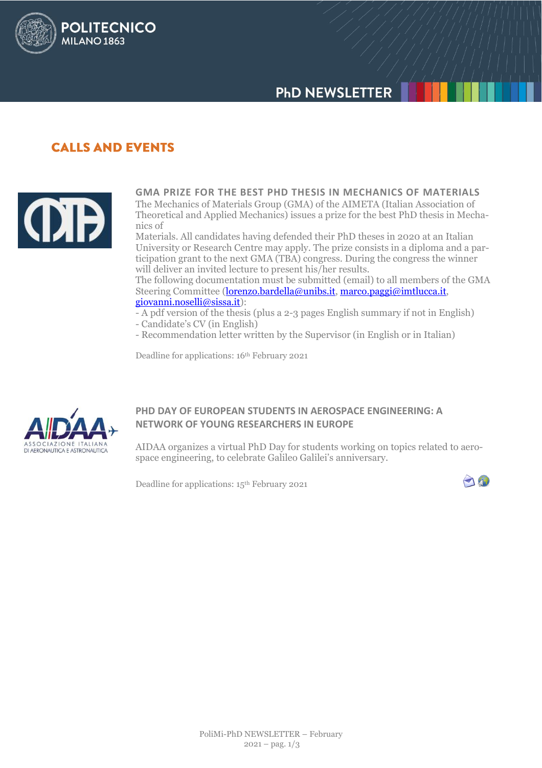# CALLS AND EVENTS

### GMA PRIZE FOR THE BEST PHD THESIS IN MECHANICS OF MATERIALS

The Mechanics of Materials Group (GMA) of the AIMETA (Italian Association of Theoretical and Applied Mechanics) issues a prize for the best PhD thesis in Mechanics of Materials. All candidates having defended their PhD theses in 2020 at an Italian University or Research Centre may apply. The prize consists in a diploma and a participation grant to the next GMA (TBA) congress. During the congress the winner will deliver an invited lecture to present his/her results.

The following documentation must be submitted (email) to all members of the GMA Steering Committee (lorenzo.bardella@unibs.it, marco.paggi@imtlucca.it, giovanni.noselli@sissa.it):

- A pdf version of the thesis (plus a 2-3 pages English summary if not in English)
- Candidate's CV (in English)
- Recommendation letter written by the Supervisor (in English or in Italian)

Deadline for applications: 16th February 2021

### PHD DAY OF EUROPEAN STUDENTS IN AEROSPACE ENGINEERING: A NETWORK OF YOUNG RESEARCHERS IN EUROPE

AIDAA organizes a virtual PhD Day for students working on topics related to aerospace engineering, to celebrate Galileo Galilei's anniversary.

Deadline for applications: 15th February 2021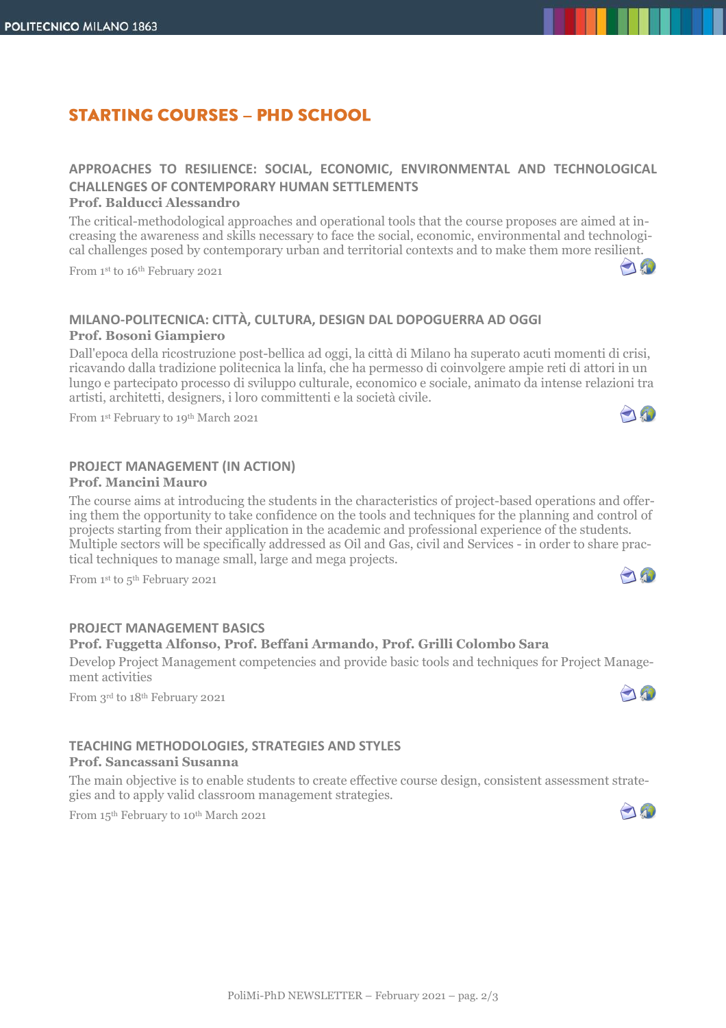# STARTING COURSES – PHD SCHOOL

### APPROACHES TO RESILIENCE: SOCIAL, ECONOMIC, ENVIRONMENTAL AND TECHNOLOGICAL CHALLENGES OF CONTEMPORARY HUMAN SETTLEMENTS

**Prof. Balducci Alessandro**

The critical-methodological approaches and operational tools that the course proposes are aimed at increasing the awareness and skills necessary to face the social, economic, environmental and technological challenges posed by contemporary urban and territorial contexts and to make them more resilient.

From 1st to 16th February 2021

### MILANO-POLITECNICA: CITTÀ, CULTURA, DESIGN DAL DOPOGUERRA AD OGGI

**Prof. Bosoni Giampiero**

Dall'epoca della ricostruzione post-bellica ad oggi, la città di Milano ha superato acuti momenti di crisi, ricavando dalla tradizione politecnica la linfa, che ha permesso di coinvolgere ampie reti di attori in un lungo e partecipato processo di sviluppo culturale, economico e sociale, animato da intense relazioni tra artisti, architetti, designers, i loro committenti e la società civile.

From 1st February to 19th March 2021

### PROJECT MANAGEMENT (IN ACTION)

**Prof. Mancini Mauro**

The course aims at introducing the students in the characteristics of project-based operations and offering them the opportunity to take confidence on the tools and techniques for the planning and control of projects starting from their application in the academic and professional experience of the students. Multiple sectors will be specifically addressed as Oil and Gas, civil and Services - in order to share practical techniques to manage small, large and mega projects.

From 1st to 5th February 2021

### PROJECT MANAGEMENT BASICS

**Prof. Fuggetta Alfonso, Prof. Beffani Armando, Prof. Grilli Colombo Sara**

Develop Project Management competencies and provide basic tools and techniques for Project Management activities

From 3rd to 18th February 2021

### TEACHING METHODOLOGIES, STRATEGIES AND STYLES

**Prof. Sancassani Susanna**

The main objective is to enable students to create effective course design, consistent assessment strategies and to apply valid classroom management strategies.

From 15th February to 10th March 2021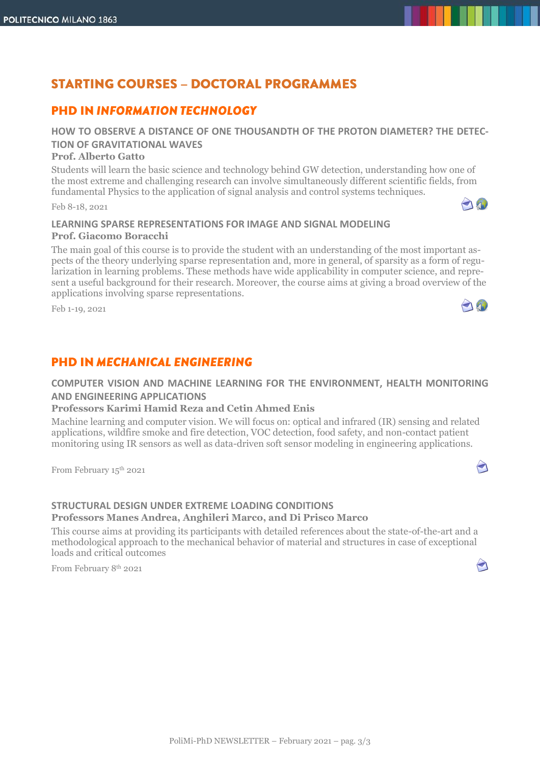# STARTING COURSES – DOCTORAL PROGRAMMES

## PHD IN *INFORMATION TECHNOLOGY*

### HOW TO OBSERVE A DISTANCE OF ONE THOUSANDTH OF THE PROTON DIAMETER? THE DETECTION OF GRAVITATIONAL WAVES

**Prof. Alberto Gatto**

Students will learn the basic science and technology behind GW detection, understanding how one of the most extreme and challenging research can involve simultaneously different scientific fields, from fundamental Physics to the application of signal analysis and control systems techniques.

Feb 8-18, 2021

### LEARNING SPARSE REPRESENTATIONS FOR IMAGE AND SIGNAL MODELING

**Prof. Giacomo Boracchi**

The main goal of this course is to provide the student with an understanding of the most important aspects of the theory underlying sparse representation and, more in general, of sparsity as a form of regularization in learning problems. These methods have wide applicability in computer science, and represent a useful background for their research. Moreover, the course aims at giving a broad overview of the applications involving sparse representations.

Feb 1-19, 2021

## PHD IN *MECHANICAL ENGINEERING*

### COMPUTER VISION AND MACHINE LEARNING FOR THE ENVIRONMENT, HEALTH MONITORING AND ENGINEERING APPLICATIONS

**Professors Karimi Hamid Reza and Cetin Ahmed Enis**

Machine learning and computer vision. We will focus on: optical and infrared (IR) sensing and related applications, wildfire smoke and fire detection, VOC detection, food safety, and non-contact patient monitoring using IR sensors as well as data-driven soft sensor modeling in engineering applications.

From February 15th 2021

### STRUCTURAL DESIGN UNDER EXTREME LOADING CONDITIONS

**Professors Manes Andrea, Anghileri Marco, and Di Prisco Marco**

This course aims at providing its participants with detailed references about the state-of-the-art and a methodological approach to the mechanical behavior of material and structures in case of exceptional loads and critical outcomes

From February 8th 2021